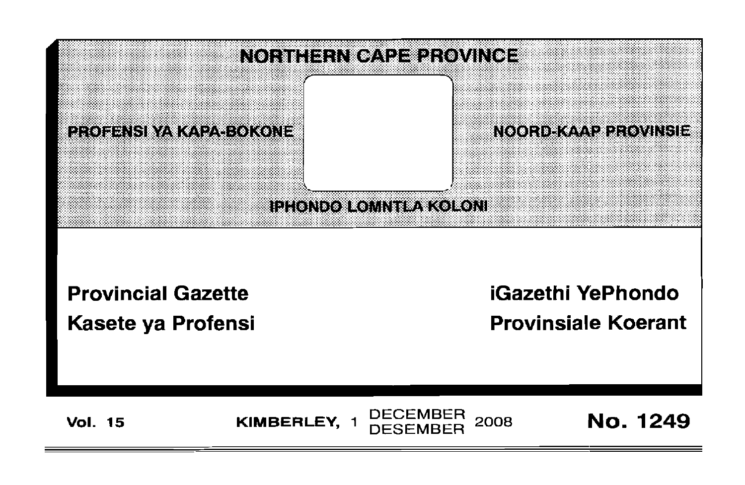# NORTHERN CAPE PROVINCE

PROFENSI YA KAPA-BOKONE

NOORD-KAAP PROVINSIE

IPHONDO LOMNTLA KOLONI

**Provincial Gazette**

**Kasete ya Profensi**

**iGazethi YePhondo**

**Provinsiale Koerant**

**Vol. 15** | **KIMBERLEY, 1 DECEMBER / DESEMBER 2008** | **No. 1249**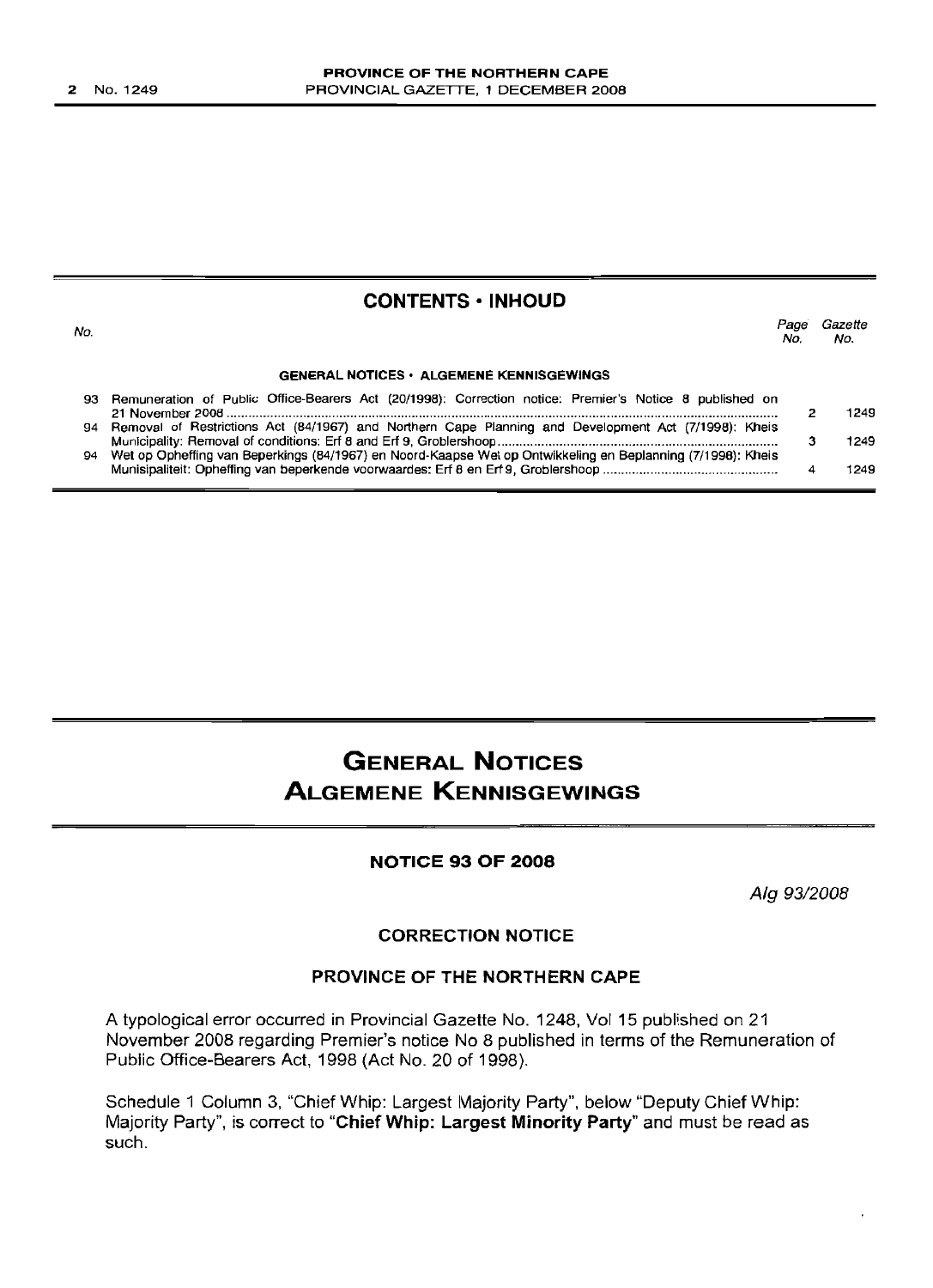## CONTENTS • INHOUD

| No. | | Page No. | Gazette No. |
|---|---|---|---|
| | **GENERAL NOTICES • ALGEMENE KENNISGEWINGS** | | |
| 93 | Remuneration of Public Office-Bearers Act (20/1998): Correction notice: Premier's Notice 8 published on 21 November 2008 | 2 | 1249 |
| 94 | Removal of Restrictions Act (84/1967) and Northern Cape Planning and Development Act (7/1998): Kheis Municipality: Removal of conditions: Erf 8 and Erf 9, Groblershoop | 3 | 1249 |
| 94 | Wet op Opheffing van Beperkings (84/1967) en Noord-Kaapse Wet op Ontwikkeling en Beplanning (7/1998): Kheis Munisipaliteit: Opheffing van beperkende voorwaardes: Erf 8 en Erf 9, Groblershoop | 4 | 1249 |

# GENERAL NOTICES
# ALGEMENE KENNISGEWINGS

### NOTICE 93 OF 2008

*Alg 93/2008*

### CORRECTION NOTICE

### PROVINCE OF THE NORTHERN CAPE

A typological error occurred in Provincial Gazette No. 1248, Vol 15 published on 21 November 2008 regarding Premier's notice No 8 published in terms of the Remuneration of Public Office-Bearers Act, 1998 (Act No. 20 of 1998).

Schedule 1 Column 3, "Chief Whip: Largest Majority Party", below "Deputy Chief Whip: Majority Party", is correct to "**Chief Whip: Largest Minority Party**" and must be read as such.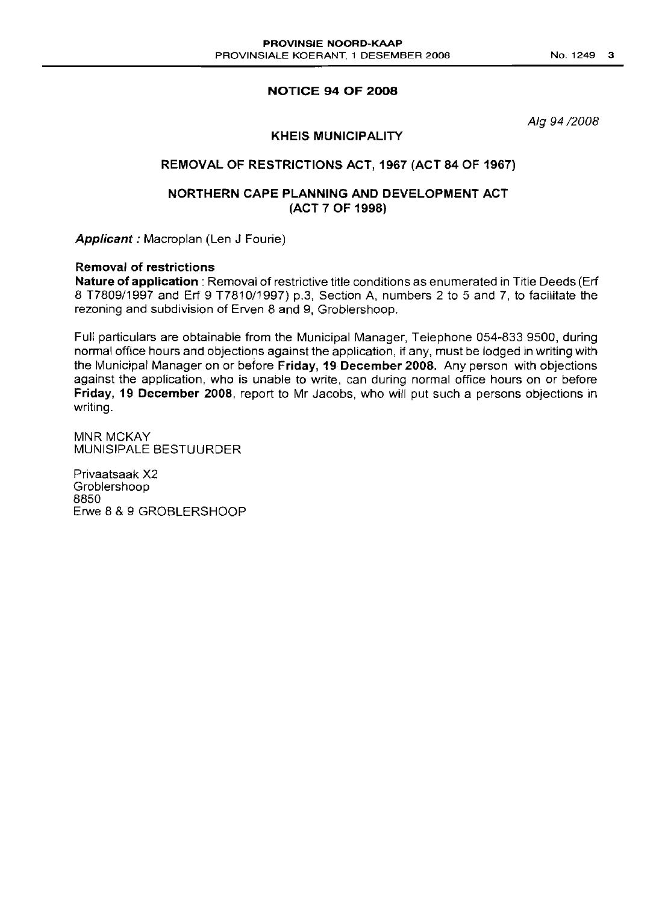## NOTICE 94 OF 2008

*Alg 94 /2008*

### KHEIS MUNICIPALITY

### REMOVAL OF RESTRICTIONS ACT, 1967 (ACT 84 OF 1967)

### NORTHERN CAPE PLANNING AND DEVELOPMENT ACT (ACT 7 OF 1998)

***Applicant :*** Macroplan (Len J Fourie)

**Removal of restrictions**

**Nature of application** : Removal of restrictive title conditions as enumerated in Title Deeds (Erf 8 T7809/1997 and Erf 9 T7810/1997) p.3, Section A, numbers 2 to 5 and 7, to facilitate the rezoning and subdivision of Erven 8 and 9, Groblershoop.

Full particulars are obtainable from the Municipal Manager, Telephone 054-833 9500, during normal office hours and objections against the application, if any, must be lodged in writing with the Municipal Manager on or before **Friday, 19 December 2008.** Any person with objections against the application, who is unable to write, can during normal office hours on or before **Friday, 19 December 2008**, report to Mr Jacobs, who will put such a persons objections in writing.

MNR MCKAY
MUNISIPALE BESTUURDER

Privaatsaak X2
Groblershoop
8850
Erwe 8 & 9 GROBLERSHOOP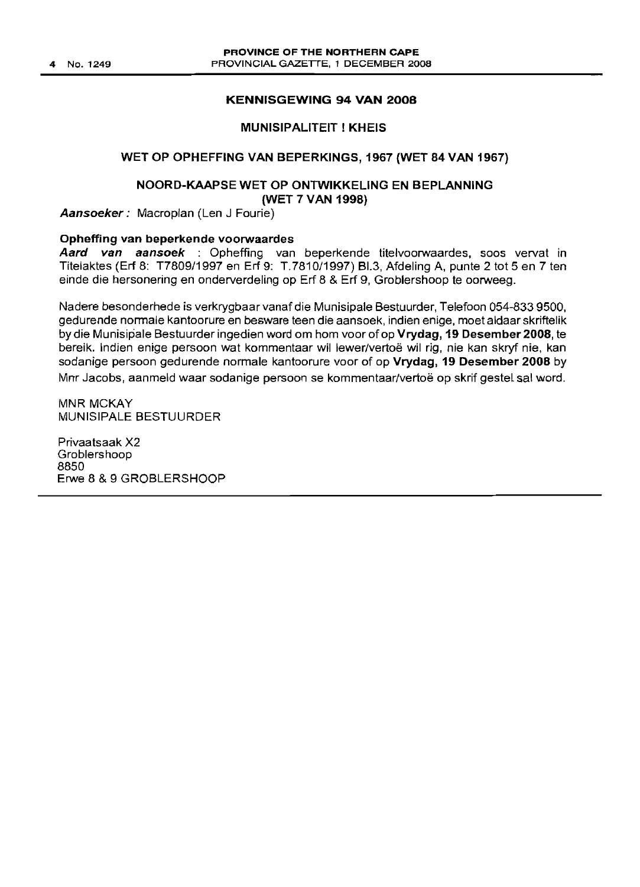## KENNISGEWING 94 VAN 2008

### MUNISIPALITEIT ! KHEIS

### WET OP OPHEFFING VAN BEPERKINGS, 1967 (WET 84 VAN 1967)

### NOORD-KAAPSE WET OP ONTWIKKELING EN BEPLANNING (WET 7 VAN 1998)

***Aansoeker :*** Macroplan (Len J Fourie)

**Opheffing van beperkende voorwaardes**

***Aard van aansoek*** : Opheffing van beperkende titelvoorwaardes, soos vervat in Titelaktes (Erf 8: T7809/1997 en Erf 9: T.7810/1997) Bl.3, Afdeling A, punte 2 tot 5 en 7 ten einde die hersonering en onderverdeling op Erf 8 & Erf 9, Groblershoop te oorweeg.

Nadere besonderhede is verkrygbaar vanaf die Munisipale Bestuurder, Telefoon 054-833 9500, gedurende normale kantoorure en besware teen die aansoek, indien enige, moet aldaar skriftelik by die Munisipale Bestuurder ingedien word om hom voor of op **Vrydag, 19 Desember 2008**, te bereik. Indien enige persoon wat kommentaar wil lewer/vertoë wil rig, nie kan skryf nie, kan sodanige persoon gedurende normale kantoorure voor of op **Vrydag, 19 Desember 2008** by Mnr Jacobs, aanmeld waar sodanige persoon se kommentaar/vertoë op skrif gestel sal word.

MNR MCKAY
MUNISIPALE BESTUURDER

Privaatsaak X2
Groblershoop
8850
Erwe 8 & 9 GROBLERSHOOP